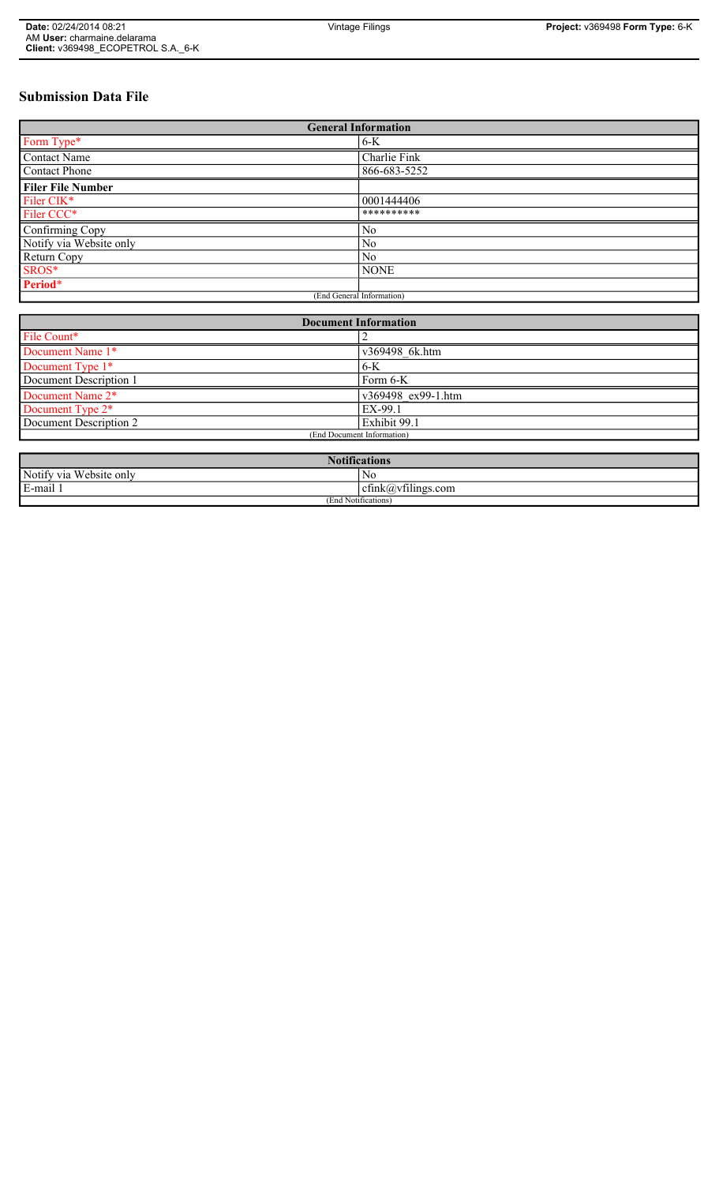# Submission Data File

| General Information | |
|---|---|
| Form Type* | 6-K |
| Contact Name | Charlie Fink |
| Contact Phone | 866-683-5252 |
| **Filer File Number** | |
| Filer CIK* | 0001444406 |
| Filer CCC* | ********** |
| Confirming Copy | No |
| Notify via Website only | No |
| Return Copy | No |
| SROS* | NONE |
| **Period*** | |
| (End General Information) | |

| Document Information | |
|---|---|
| File Count* | 2 |
| Document Name 1* | v369498_6k.htm |
| Document Type 1* | 6-K |
| Document Description 1 | Form 6-K |
| Document Name 2* | v369498_ex99-1.htm |
| Document Type 2* | EX-99.1 |
| Document Description 2 | Exhibit 99.1 |
| (End Document Information) | |

| Notifications | |
|---|---|
| Notify via Website only | No |
| E-mail 1 | cfink@vfilings.com |
| (End Notifications) | |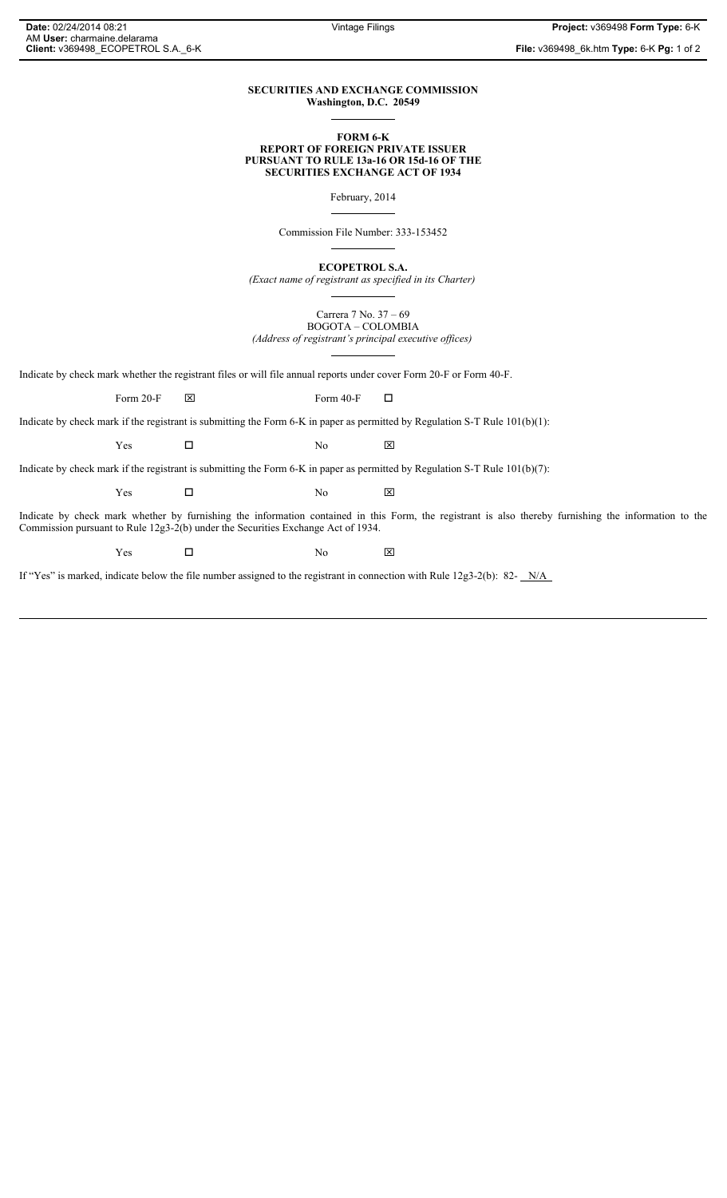**SECURITIES AND EXCHANGE COMMISSION**
**Washington, D.C. 20549**

**FORM 6-K**
**REPORT OF FOREIGN PRIVATE ISSUER**
**PURSUANT TO RULE 13a-16 OR 15d-16 OF THE**
**SECURITIES EXCHANGE ACT OF 1934**

February, 2014

Commission File Number: 333-153452

**ECOPETROL S.A.**

*(Exact name of registrant as specified in its Charter)*

Carrera 7 No. 37 – 69
BOGOTA – COLOMBIA

*(Address of registrant's principal executive offices)*

Indicate by check mark whether the registrant files or will file annual reports under cover Form 20-F or Form 40-F.

Form 20-F ☒ Form 40-F ☐

Indicate by check mark if the registrant is submitting the Form 6-K in paper as permitted by Regulation S-T Rule 101(b)(1):

Yes ☐ No ☒

Indicate by check mark if the registrant is submitting the Form 6-K in paper as permitted by Regulation S-T Rule 101(b)(7):

Yes ☐ No ☒

Indicate by check mark whether by furnishing the information contained in this Form, the registrant is also thereby furnishing the information to the Commission pursuant to Rule 12g3-2(b) under the Securities Exchange Act of 1934.

Yes ☐ No ☒

If "Yes" is marked, indicate below the file number assigned to the registrant in connection with Rule 12g3-2(b): 82- N/A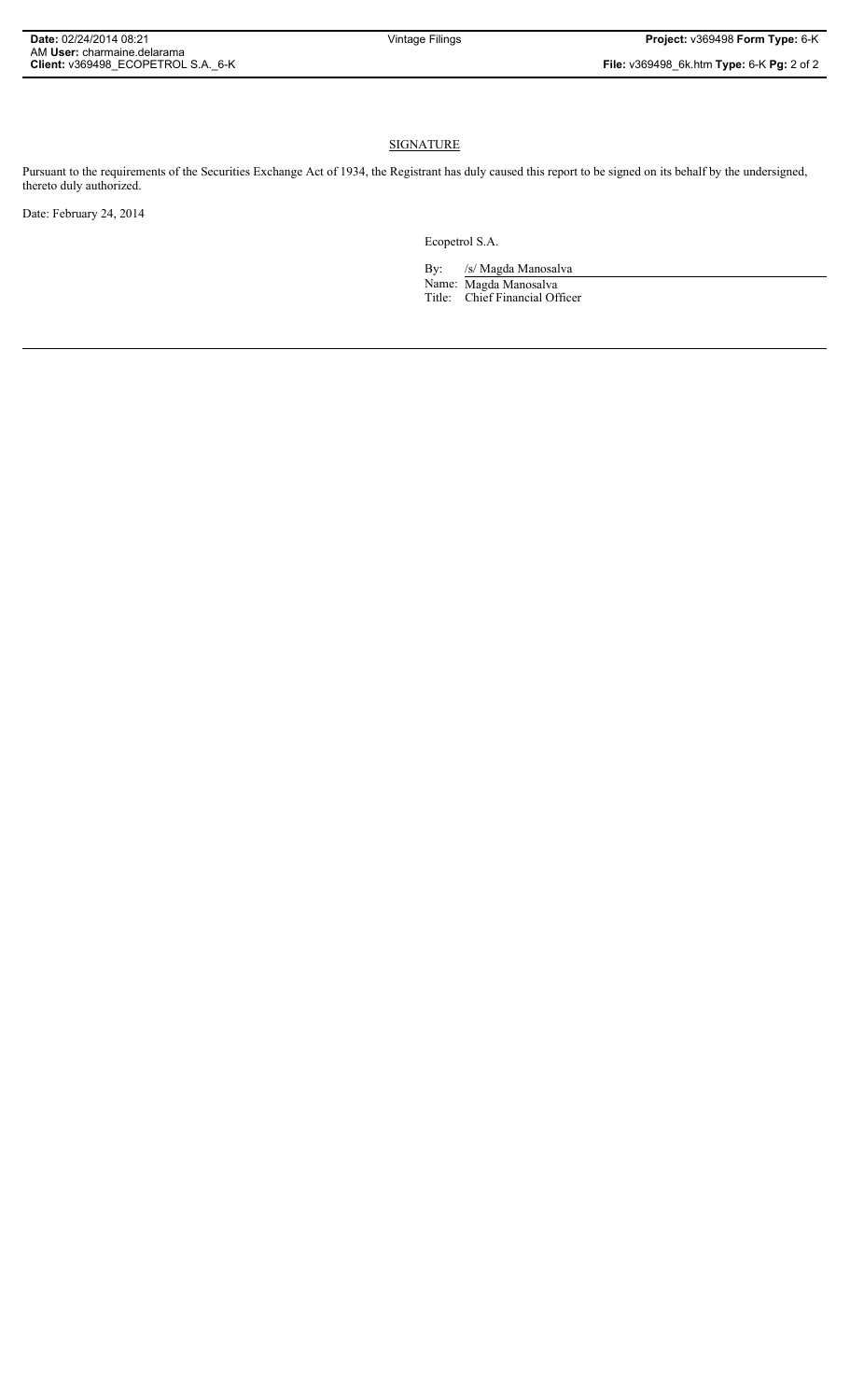## SIGNATURE

Pursuant to the requirements of the Securities Exchange Act of 1934, the Registrant has duly caused this report to be signed on its behalf by the undersigned, thereto duly authorized.

Date: February 24, 2014

Ecopetrol S.A.

By: /s/ Magda Manosalva

Name: Magda Manosalva

Title: Chief Financial Officer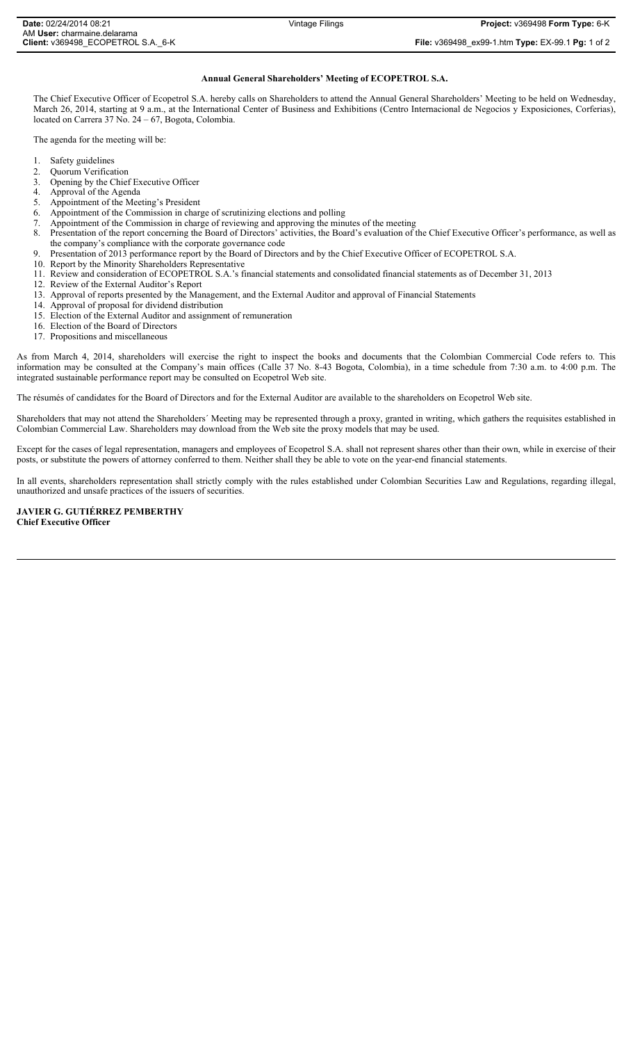**Annual General Shareholders' Meeting of ECOPETROL S.A.**

The Chief Executive Officer of Ecopetrol S.A. hereby calls on Shareholders to attend the Annual General Shareholders' Meeting to be held on Wednesday, March 26, 2014, starting at 9 a.m., at the International Center of Business and Exhibitions (Centro Internacional de Negocios y Exposiciones, Corferias), located on Carrera 37 No. 24 – 67, Bogota, Colombia.

The agenda for the meeting will be:

1. Safety guidelines
2. Quorum Verification
3. Opening by the Chief Executive Officer
4. Approval of the Agenda
5. Appointment of the Meeting's President
6. Appointment of the Commission in charge of scrutinizing elections and polling
7. Appointment of the Commission in charge of reviewing and approving the minutes of the meeting
8. Presentation of the report concerning the Board of Directors' activities, the Board's evaluation of the Chief Executive Officer's performance, as well as the company's compliance with the corporate governance code
9. Presentation of 2013 performance report by the Board of Directors and by the Chief Executive Officer of ECOPETROL S.A.
10. Report by the Minority Shareholders Representative
11. Review and consideration of ECOPETROL S.A.'s financial statements and consolidated financial statements as of December 31, 2013
12. Review of the External Auditor's Report
13. Approval of reports presented by the Management, and the External Auditor and approval of Financial Statements
14. Approval of proposal for dividend distribution
15. Election of the External Auditor and assignment of remuneration
16. Election of the Board of Directors
17. Propositions and miscellaneous

As from March 4, 2014, shareholders will exercise the right to inspect the books and documents that the Colombian Commercial Code refers to. This information may be consulted at the Company's main offices (Calle 37 No. 8-43 Bogota, Colombia), in a time schedule from 7:30 a.m. to 4:00 p.m. The integrated sustainable performance report may be consulted on Ecopetrol Web site.

The résumés of candidates for the Board of Directors and for the External Auditor are available to the shareholders on Ecopetrol Web site.

Shareholders that may not attend the Shareholders´ Meeting may be represented through a proxy, granted in writing, which gathers the requisites established in Colombian Commercial Law. Shareholders may download from the Web site the proxy models that may be used.

Except for the cases of legal representation, managers and employees of Ecopetrol S.A. shall not represent shares other than their own, while in exercise of their posts, or substitute the powers of attorney conferred to them. Neither shall they be able to vote on the year-end financial statements.

In all events, shareholders representation shall strictly comply with the rules established under Colombian Securities Law and Regulations, regarding illegal, unauthorized and unsafe practices of the issuers of securities.

**JAVIER G. GUTIÉRREZ PEMBERTHY**
**Chief Executive Officer**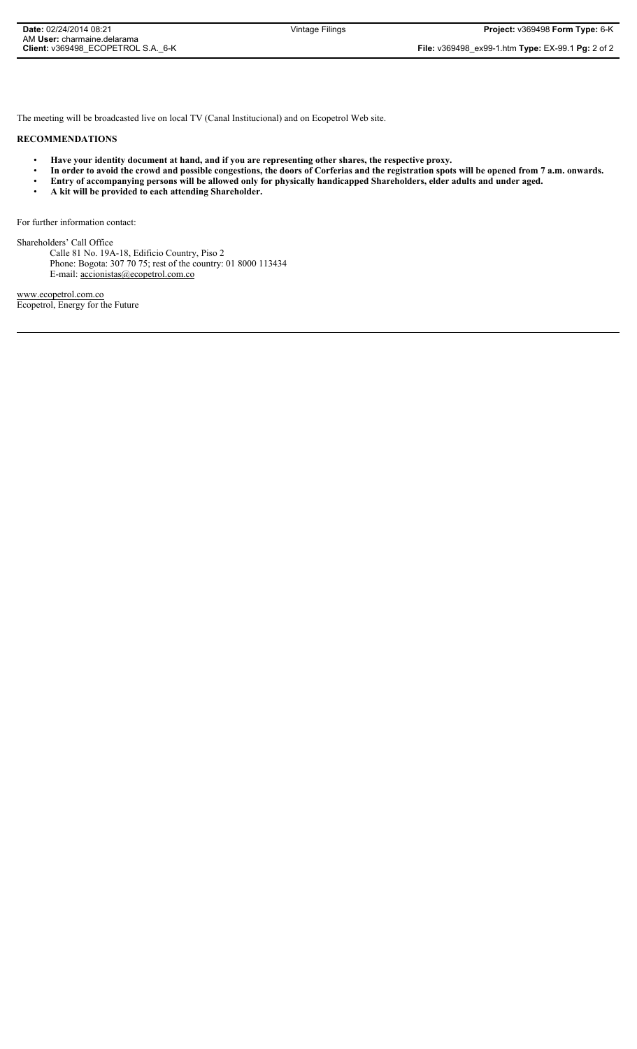The meeting will be broadcasted live on local TV (Canal Institucional) and on Ecopetrol Web site.

**RECOMMENDATIONS**

- **Have your identity document at hand, and if you are representing other shares, the respective proxy.**
- **In order to avoid the crowd and possible congestions, the doors of Corferias and the registration spots will be opened from 7 a.m. onwards.**
- **Entry of accompanying persons will be allowed only for physically handicapped Shareholders, elder adults and under aged.**
- **A kit will be provided to each attending Shareholder.**

For further information contact:

Shareholders' Call Office
Calle 81 No. 19A-18, Edificio Country, Piso 2
Phone: Bogota: 307 70 75; rest of the country: 01 8000 113434
E-mail: accionistas@ecopetrol.com.co

www.ecopetrol.com.co
Ecopetrol, Energy for the Future